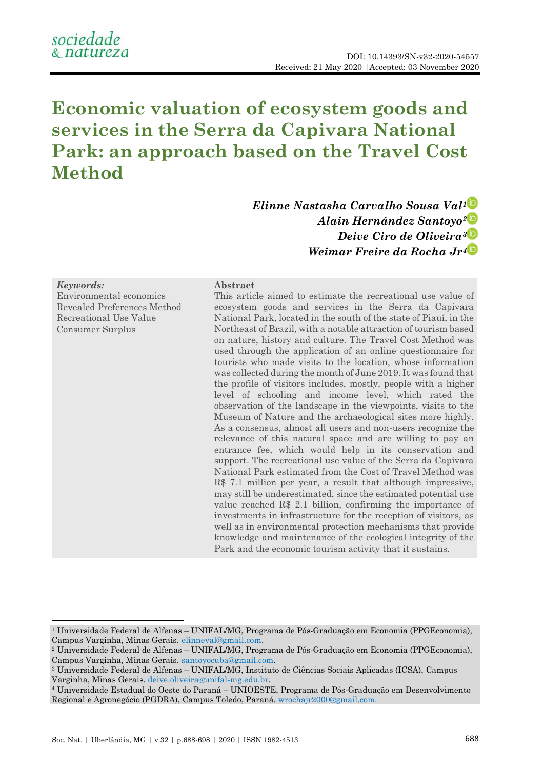DOI: 10.14393/SN-v32-2020-54557
Received: 21 May 2020 | Accepted: 03 November 2020

# Economic valuation of ecosystem goods and services in the Serra da Capivara National Park: an approach based on the Travel Cost Method

***Elinne Nastasha Carvalho Sousa Val[1]***
***Alain Hernández Santoyo[2]***
***Deive Ciro de Oliveira[3]***
***Weimar Freire da Rocha Jr[4]***

***Keywords:***
Environmental economics
Revealed Preferences Method
Recreational Use Value
Consumer Surplus

**Abstract**

This article aimed to estimate the recreational use value of ecosystem goods and services in the Serra da Capivara National Park, located in the south of the state of Piauí, in the Northeast of Brazil, with a notable attraction of tourism based on nature, history and culture. The Travel Cost Method was used through the application of an online questionnaire for tourists who made visits to the location, whose information was collected during the month of June 2019. It was found that the profile of visitors includes, mostly, people with a higher level of schooling and income level, which rated the observation of the landscape in the viewpoints, visits to the Museum of Nature and the archaeological sites more highly. As a consensus, almost all users and non-users recognize the relevance of this natural space and are willing to pay an entrance fee, which would help in its conservation and support. The recreational use value of the Serra da Capivara National Park estimated from the Cost of Travel Method was R$ 7.1 million per year, a result that although impressive, may still be underestimated, since the estimated potential use value reached R$ 2.1 billion, confirming the importance of investments in infrastructure for the reception of visitors, as well as in environmental protection mechanisms that provide knowledge and maintenance of the ecological integrity of the Park and the economic tourism activity that it sustains.

---

[1] Universidade Federal de Alfenas – UNIFAL/MG, Programa de Pós-Graduação em Economia (PPGEconomia), Campus Varginha, Minas Gerais. elinneval@gmail.com.
[2] Universidade Federal de Alfenas – UNIFAL/MG, Programa de Pós-Graduação em Economia (PPGEconomia), Campus Varginha, Minas Gerais. santoyocuba@gmail.com.
[3] Universidade Federal de Alfenas – UNIFAL/MG, Instituto de Ciências Sociais Aplicadas (ICSA), Campus Varginha, Minas Gerais. deive.oliveira@unifal-mg.edu.br.
[4] Universidade Estadual do Oeste do Paraná – UNIOESTE, Programa de Pós-Graduação em Desenvolvimento Regional e Agronegócio (PGDRA), Campus Toledo, Paraná. wrochajr2000@gmail.com.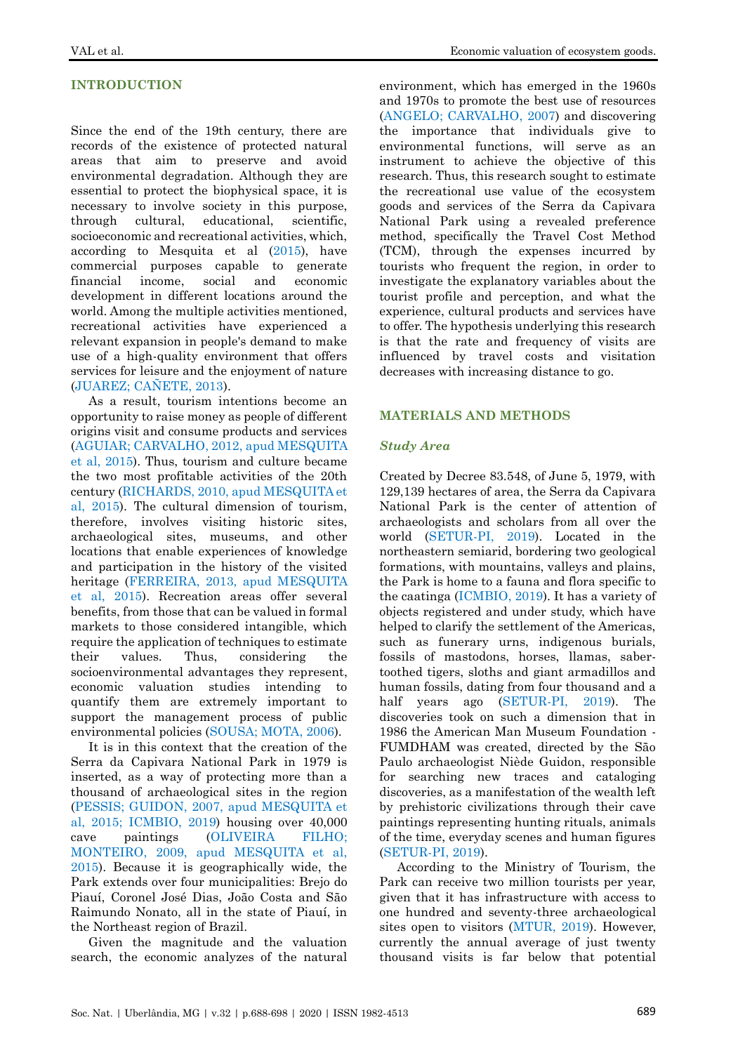## INTRODUCTION

Since the end of the 19th century, there are records of the existence of protected natural areas that aim to preserve and avoid environmental degradation. Although they are essential to protect the biophysical space, it is necessary to involve society in this purpose, through cultural, educational, scientific, socioeconomic and recreational activities, which, according to Mesquita et al (2015), have commercial purposes capable to generate financial income, social and economic development in different locations around the world. Among the multiple activities mentioned, recreational activities have experienced a relevant expansion in people's demand to make use of a high-quality environment that offers services for leisure and the enjoyment of nature (JUAREZ; CAÑETE, 2013).

As a result, tourism intentions become an opportunity to raise money as people of different origins visit and consume products and services (AGUIAR; CARVALHO, 2012, apud MESQUITA et al, 2015). Thus, tourism and culture became the two most profitable activities of the 20th century (RICHARDS, 2010, apud MESQUITA et al, 2015). The cultural dimension of tourism, therefore, involves visiting historic sites, archaeological sites, museums, and other locations that enable experiences of knowledge and participation in the history of the visited heritage (FERREIRA, 2013, apud MESQUITA et al, 2015). Recreation areas offer several benefits, from those that can be valued in formal markets to those considered intangible, which require the application of techniques to estimate their values. Thus, considering the socioenvironmental advantages they represent, economic valuation studies intending to quantify them are extremely important to support the management process of public environmental policies (SOUSA; MOTA, 2006).

It is in this context that the creation of the Serra da Capivara National Park in 1979 is inserted, as a way of protecting more than a thousand of archaeological sites in the region (PESSIS; GUIDON, 2007, apud MESQUITA et al, 2015; ICMBIO, 2019) housing over 40,000 cave paintings (OLIVEIRA FILHO; MONTEIRO, 2009, apud MESQUITA et al, 2015). Because it is geographically wide, the Park extends over four municipalities: Brejo do Piauí, Coronel José Dias, João Costa and São Raimundo Nonato, all in the state of Piauí, in the Northeast region of Brazil.

Given the magnitude and the valuation search, the economic analyzes of the natural environment, which has emerged in the 1960s and 1970s to promote the best use of resources (ANGELO; CARVALHO, 2007) and discovering the importance that individuals give to environmental functions, will serve as an instrument to achieve the objective of this research. Thus, this research sought to estimate the recreational use value of the ecosystem goods and services of the Serra da Capivara National Park using a revealed preference method, specifically the Travel Cost Method (TCM), through the expenses incurred by tourists who frequent the region, in order to investigate the explanatory variables about the tourist profile and perception, and what the experience, cultural products and services have to offer. The hypothesis underlying this research is that the rate and frequency of visits are influenced by travel costs and visitation decreases with increasing distance to go.

## MATERIALS AND METHODS

### *Study Area*

Created by Decree 83.548, of June 5, 1979, with 129,139 hectares of area, the Serra da Capivara National Park is the center of attention of archaeologists and scholars from all over the world (SETUR-PI, 2019). Located in the northeastern semiarid, bordering two geological formations, with mountains, valleys and plains, the Park is home to a fauna and flora specific to the caatinga (ICMBIO, 2019). It has a variety of objects registered and under study, which have helped to clarify the settlement of the Americas, such as funerary urns, indigenous burials, fossils of mastodons, horses, llamas, saber-toothed tigers, sloths and giant armadillos and human fossils, dating from four thousand and a half years ago (SETUR-PI, 2019). The discoveries took on such a dimension that in 1986 the American Man Museum Foundation - FUMDHAM was created, directed by the São Paulo archaeologist Niède Guidon, responsible for searching new traces and cataloging discoveries, as a manifestation of the wealth left by prehistoric civilizations through their cave paintings representing hunting rituals, animals of the time, everyday scenes and human figures (SETUR-PI, 2019).

According to the Ministry of Tourism, the Park can receive two million tourists per year, given that it has infrastructure with access to one hundred and seventy-three archaeological sites open to visitors (MTUR, 2019). However, currently the annual average of just twenty thousand visits is far below that potential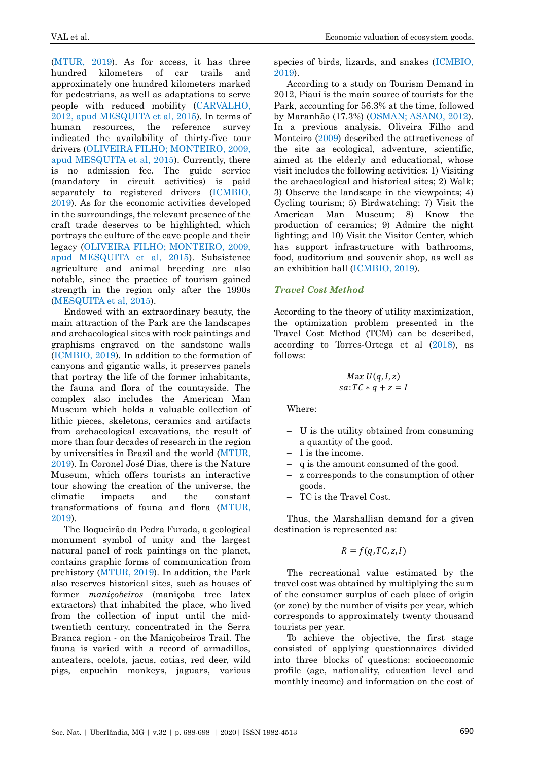(MTUR, 2019). As for access, it has three hundred kilometers of car trails and approximately one hundred kilometers marked for pedestrians, as well as adaptations to serve people with reduced mobility (CARVALHO, 2012, apud MESQUITA et al, 2015). In terms of human resources, the reference survey indicated the availability of thirty-five tour drivers (OLIVEIRA FILHO; MONTEIRO, 2009, apud MESQUITA et al, 2015). Currently, there is no admission fee. The guide service (mandatory in circuit activities) is paid separately to registered drivers (ICMBIO, 2019). As for the economic activities developed in the surroundings, the relevant presence of the craft trade deserves to be highlighted, which portrays the culture of the cave people and their legacy (OLIVEIRA FILHO; MONTEIRO, 2009, apud MESQUITA et al, 2015). Subsistence agriculture and animal breeding are also notable, since the practice of tourism gained strength in the region only after the 1990s (MESQUITA et al, 2015).

Endowed with an extraordinary beauty, the main attraction of the Park are the landscapes and archaeological sites with rock paintings and graphisms engraved on the sandstone walls (ICMBIO, 2019). In addition to the formation of canyons and gigantic walls, it preserves panels that portray the life of the former inhabitants, the fauna and flora of the countryside. The complex also includes the American Man Museum which holds a valuable collection of lithic pieces, skeletons, ceramics and artifacts from archaeological excavations, the result of more than four decades of research in the region by universities in Brazil and the world (MTUR, 2019). In Coronel José Dias, there is the Nature Museum, which offers tourists an interactive tour showing the creation of the universe, the climatic impacts and the constant transformations of fauna and flora (MTUR, 2019).

The Boqueirão da Pedra Furada, a geological monument symbol of unity and the largest natural panel of rock paintings on the planet, contains graphic forms of communication from prehistory (MTUR, 2019). In addition, the Park also reserves historical sites, such as houses of former *maniçobeiros* (maniçoba tree latex extractors) that inhabited the place, who lived from the collection of input until the mid-twentieth century, concentrated in the Serra Branca region - on the Maniçobeiros Trail. The fauna is varied with a record of armadillos, anteaters, ocelots, jacus, cotias, red deer, wild pigs, capuchin monkeys, jaguars, various species of birds, lizards, and snakes (ICMBIO, 2019).

According to a study on Tourism Demand in 2012, Piauí is the main source of tourists for the Park, accounting for 56.3% at the time, followed by Maranhão (17.3%) (OSMAN; ASANO, 2012). In a previous analysis, Oliveira Filho and Monteiro (2009) described the attractiveness of the site as ecological, adventure, scientific, aimed at the elderly and educational, whose visit includes the following activities: 1) Visiting the archaeological and historical sites; 2) Walk; 3) Observe the landscape in the viewpoints; 4) Cycling tourism; 5) Birdwatching; 7) Visit the American Man Museum; 8) Know the production of ceramics; 9) Admire the night lighting; and 10) Visit the Visitor Center, which has support infrastructure with bathrooms, food, auditorium and souvenir shop, as well as an exhibition hall (ICMBIO, 2019).

### *Travel Cost Method*

According to the theory of utility maximization, the optimization problem presented in the Travel Cost Method (TCM) can be described, according to Torres-Ortega et al (2018), as follows:

$$\begin{gathered} Max\ U(q, I, z) \\ sa{:}\, TC * q + z = I \end{gathered}$$

Where:

- U is the utility obtained from consuming a quantity of the good.
- I is the income.
- q is the amount consumed of the good.
- z corresponds to the consumption of other goods.
- TC is the Travel Cost.

Thus, the Marshallian demand for a given destination is represented as:

$$R = f(q, TC, z, I)$$

The recreational value estimated by the travel cost was obtained by multiplying the sum of the consumer surplus of each place of origin (or zone) by the number of visits per year, which corresponds to approximately twenty thousand tourists per year.

To achieve the objective, the first stage consisted of applying questionnaires divided into three blocks of questions: socioeconomic profile (age, nationality, education level and monthly income) and information on the cost of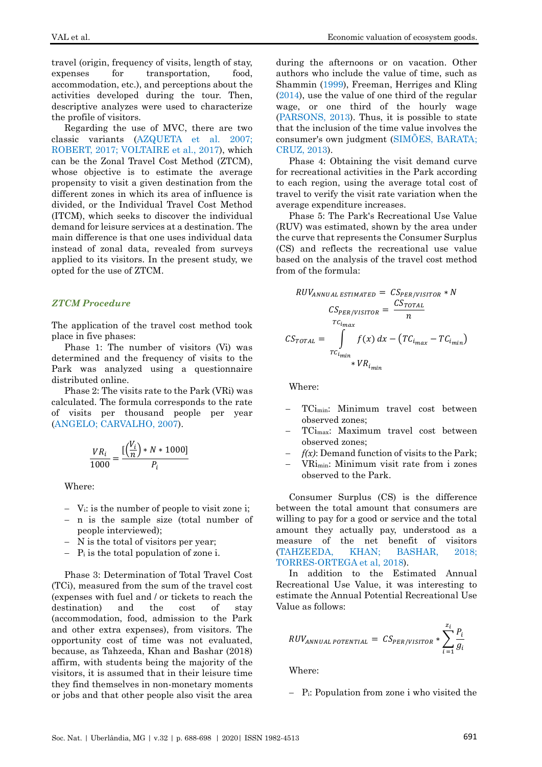travel (origin, frequency of visits, length of stay, expenses for transportation, food, accommodation, etc.), and perceptions about the activities developed during the tour. Then, descriptive analyzes were used to characterize the profile of visitors.

Regarding the use of MVC, there are two classic variants (AZQUETA et al. 2007; ROBERT, 2017; VOLTAIRE et al., 2017), which can be the Zonal Travel Cost Method (ZTCM), whose objective is to estimate the average propensity to visit a given destination from the different zones in which its area of influence is divided, or the Individual Travel Cost Method (ITCM), which seeks to discover the individual demand for leisure services at a destination. The main difference is that one uses individual data instead of zonal data, revealed from surveys applied to its visitors. In the present study, we opted for the use of ZTCM.

### *ZTCM Procedure*

The application of the travel cost method took place in five phases:

Phase 1: The number of visitors (Vi) was determined and the frequency of visits to the Park was analyzed using a questionnaire distributed online.

Phase 2: The visits rate to the Park (VRi) was calculated. The formula corresponds to the rate of visits per thousand people per year (ANGELO; CARVALHO, 2007).

$$\frac{VR_i}{1000} = \frac{[\left(\frac{V_i}{n}\right) * N * 1000]}{P_i}$$

Where:

- $V_i$: is the number of people to visit zone i;
- n is the sample size (total number of people interviewed);
- N is the total of visitors per year;
- $P_i$ is the total population of zone i.

Phase 3: Determination of Total Travel Cost (TCi), measured from the sum of the travel cost (expenses with fuel and / or tickets to reach the destination) and the cost of stay (accommodation, food, admission to the Park and other extra expenses), from visitors. The opportunity cost of time was not evaluated, because, as Tahzeeda, Khan and Bashar (2018) affirm, with students being the majority of the visitors, it is assumed that in their leisure time they find themselves in non-monetary moments or jobs and that other people also visit the area during the afternoons or on vacation. Other authors who include the value of time, such as Shammin (1999), Freeman, Herriges and Kling (2014), use the value of one third of the regular wage, or one third of the hourly wage (PARSONS, 2013). Thus, it is possible to state that the inclusion of the time value involves the consumer's own judgment (SIMÕES, BARATA; CRUZ, 2013).

Phase 4: Obtaining the visit demand curve for recreational activities in the Park according to each region, using the average total cost of travel to verify the visit rate variation when the average expenditure increases.

Phase 5: The Park's Recreational Use Value (RUV) was estimated, shown by the area under the curve that represents the Consumer Surplus (CS) and reflects the recreational use value based on the analysis of the travel cost method from of the formula:

$$RUV_{ANNUAL\ ESTIMATED} = CS_{PER/VISITOR} * N$$

$$CS_{PER/VISITOR} = \frac{CS_{TOTAL}}{n}$$

$$CS_{TOTAL} = \int_{TC_{i_{min}}}^{TC_{i_{max}}} f(x)\,dx - \left(TC_{i_{max}} - TC_{i_{min}}\right) * VR_{i_{min}}$$

Where:

- $TC_{i_{min}}$: Minimum travel cost between observed zones;
- $TC_{i_{max}}$: Maximum travel cost between observed zones;
- *f(x)*: Demand function of visits to the Park;
- $VR_{i_{min}}$: Minimum visit rate from i zones observed to the Park.

Consumer Surplus (CS) is the difference between the total amount that consumers are willing to pay for a good or service and the total amount they actually pay, understood as a measure of the net benefit of visitors (TAHZEEDA, KHAN; BASHAR, 2018; TORRES-ORTEGA et al, 2018).

In addition to the Estimated Annual Recreational Use Value, it was interesting to estimate the Annual Potential Recreational Use Value as follows:

$$RUV_{ANNUAL\ POTENTIAL} = CS_{PER/VISITOR} * \sum_{i=1}^{z_i} \frac{P_i}{g_i}$$

Where:

- $P_i$: Population from zone i who visited the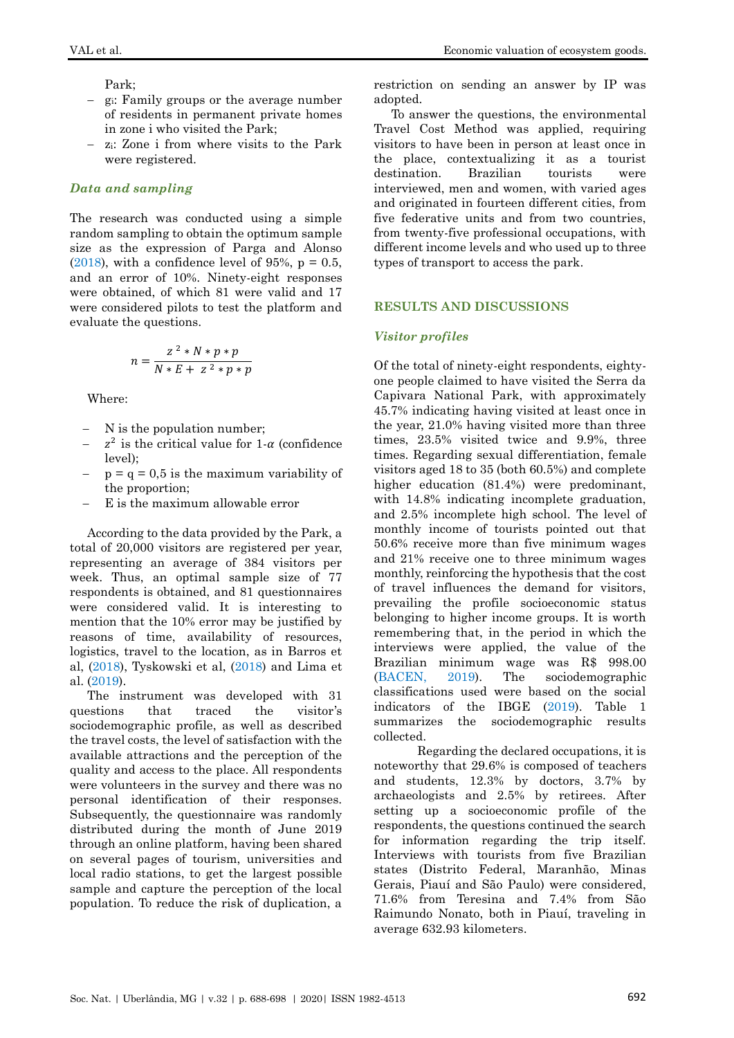Park;

- $g_i$: Family groups or the average number of residents in permanent private homes in zone i who visited the Park;
- $z_i$: Zone i from where visits to the Park were registered.

### *Data and sampling*

The research was conducted using a simple random sampling to obtain the optimum sample size as the expression of Parga and Alonso (2018), with a confidence level of 95%, p = 0.5, and an error of 10%. Ninety-eight responses were obtained, of which 81 were valid and 17 were considered pilots to test the platform and evaluate the questions.

$$n = \frac{z^2 * N * p * p}{N * E + z^2 * p * p}$$

Where:

- N is the population number;
- $z^2$ is the critical value for 1-$\alpha$ (confidence level);
- p = q = 0,5 is the maximum variability of the proportion;
- E is the maximum allowable error

According to the data provided by the Park, a total of 20,000 visitors are registered per year, representing an average of 384 visitors per week. Thus, an optimal sample size of 77 respondents is obtained, and 81 questionnaires were considered valid. It is interesting to mention that the 10% error may be justified by reasons of time, availability of resources, logistics, travel to the location, as in Barros et al, (2018), Tyskowski et al, (2018) and Lima et al. (2019).

The instrument was developed with 31 questions that traced the visitor's sociodemographic profile, as well as described the travel costs, the level of satisfaction with the available attractions and the perception of the quality and access to the place. All respondents were volunteers in the survey and there was no personal identification of their responses. Subsequently, the questionnaire was randomly distributed during the month of June 2019 through an online platform, having been shared on several pages of tourism, universities and local radio stations, to get the largest possible sample and capture the perception of the local population. To reduce the risk of duplication, a restriction on sending an answer by IP was adopted.

To answer the questions, the environmental Travel Cost Method was applied, requiring visitors to have been in person at least once in the place, contextualizing it as a tourist destination. Brazilian tourists were interviewed, men and women, with varied ages and originated in fourteen different cities, from five federative units and from two countries, from twenty-five professional occupations, with different income levels and who used up to three types of transport to access the park.

## RESULTS AND DISCUSSIONS

### *Visitor profiles*

Of the total of ninety-eight respondents, eighty-one people claimed to have visited the Serra da Capivara National Park, with approximately 45.7% indicating having visited at least once in the year, 21.0% having visited more than three times, 23.5% visited twice and 9.9%, three times. Regarding sexual differentiation, female visitors aged 18 to 35 (both 60.5%) and complete higher education (81.4%) were predominant, with 14.8% indicating incomplete graduation, and 2.5% incomplete high school. The level of monthly income of tourists pointed out that 50.6% receive more than five minimum wages and 21% receive one to three minimum wages monthly, reinforcing the hypothesis that the cost of travel influences the demand for visitors, prevailing the profile socioeconomic status belonging to higher income groups. It is worth remembering that, in the period in which the interviews were applied, the value of the Brazilian minimum wage was R$ 998.00 (BACEN, 2019). The sociodemographic classifications used were based on the social indicators of the IBGE (2019). Table 1 summarizes the sociodemographic results collected.

Regarding the declared occupations, it is noteworthy that 29.6% is composed of teachers and students, 12.3% by doctors, 3.7% by archaeologists and 2.5% by retirees. After setting up a socioeconomic profile of the respondents, the questions continued the search for information regarding the trip itself. Interviews with tourists from five Brazilian states (Distrito Federal, Maranhão, Minas Gerais, Piauí and São Paulo) were considered, 71.6% from Teresina and 7.4% from São Raimundo Nonato, both in Piauí, traveling in average 632.93 kilometers.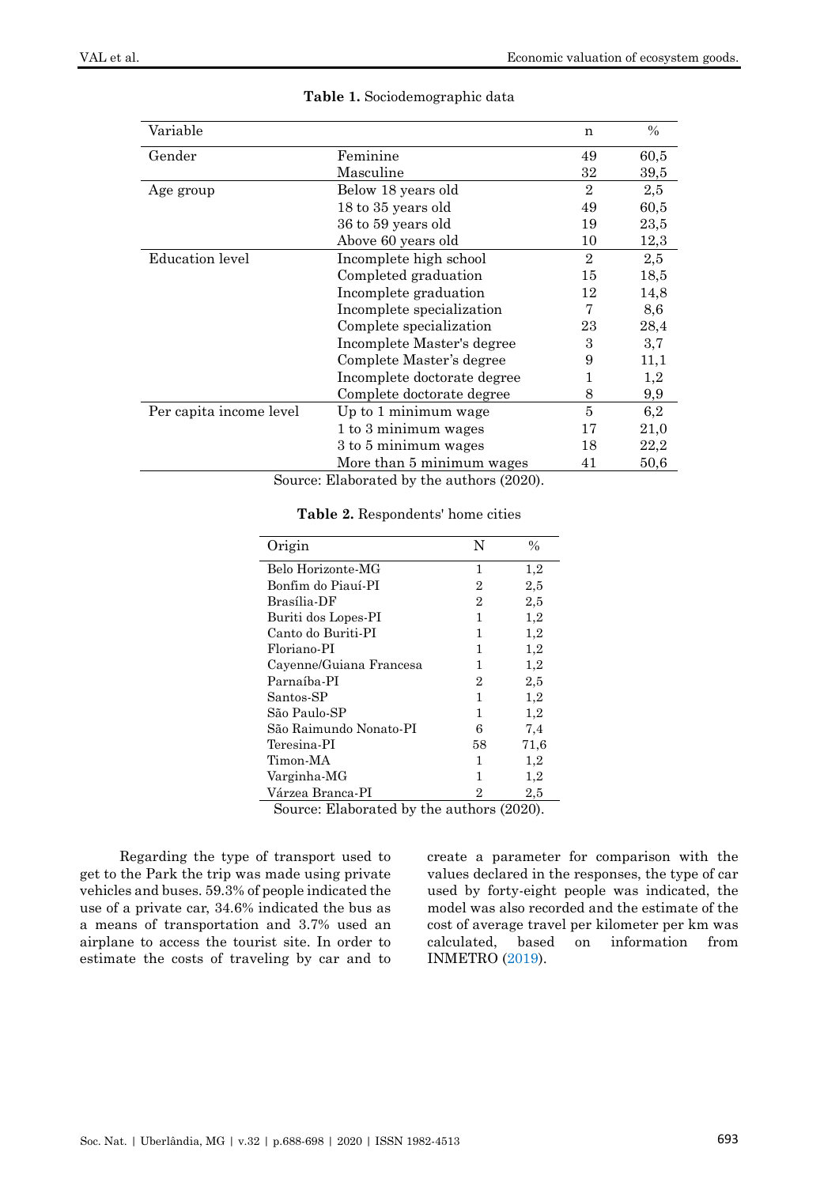**Table 1.** Sociodemographic data

| Variable | | n | % |
|---|---|---|---|
| Gender | Feminine | 49 | 60,5 |
| | Masculine | 32 | 39,5 |
| Age group | Below 18 years old | 2 | 2,5 |
| | 18 to 35 years old | 49 | 60,5 |
| | 36 to 59 years old | 19 | 23,5 |
| | Above 60 years old | 10 | 12,3 |
| Education level | Incomplete high school | 2 | 2,5 |
| | Completed graduation | 15 | 18,5 |
| | Incomplete graduation | 12 | 14,8 |
| | Incomplete specialization | 7 | 8,6 |
| | Complete specialization | 23 | 28,4 |
| | Incomplete Master's degree | 3 | 3,7 |
| | Complete Master's degree | 9 | 11,1 |
| | Incomplete doctorate degree | 1 | 1,2 |
| | Complete doctorate degree | 8 | 9,9 |
| Per capita income level | Up to 1 minimum wage | 5 | 6,2 |
| | 1 to 3 minimum wages | 17 | 21,0 |
| | 3 to 5 minimum wages | 18 | 22,2 |
| | More than 5 minimum wages | 41 | 50,6 |

Source: Elaborated by the authors (2020).

**Table 2.** Respondents' home cities

| Origin | N | % |
|---|---|---|
| Belo Horizonte-MG | 1 | 1,2 |
| Bonfim do Piauí-PI | 2 | 2,5 |
| Brasília-DF | 2 | 2,5 |
| Buriti dos Lopes-PI | 1 | 1,2 |
| Canto do Buriti-PI | 1 | 1,2 |
| Floriano-PI | 1 | 1,2 |
| Cayenne/Guiana Francesa | 1 | 1,2 |
| Parnaíba-PI | 2 | 2,5 |
| Santos-SP | 1 | 1,2 |
| São Paulo-SP | 1 | 1,2 |
| São Raimundo Nonato-PI | 6 | 7,4 |
| Teresina-PI | 58 | 71,6 |
| Timon-MA | 1 | 1,2 |
| Varginha-MG | 1 | 1,2 |
| Várzea Branca-PI | 2 | 2,5 |

Source: Elaborated by the authors (2020).

Regarding the type of transport used to get to the Park the trip was made using private vehicles and buses. 59.3% of people indicated the use of a private car, 34.6% indicated the bus as a means of transportation and 3.7% used an airplane to access the tourist site. In order to estimate the costs of traveling by car and to create a parameter for comparison with the values declared in the responses, the type of car used by forty-eight people was indicated, the model was also recorded and the estimate of the cost of average travel per kilometer per km was calculated, based on information from INMETRO (2019).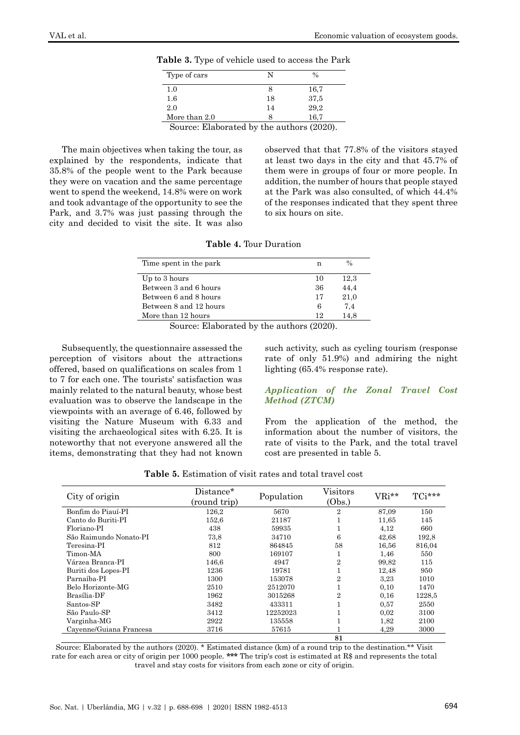**Table 3.** Type of vehicle used to access the Park

| Type of cars | N | % |
|---|---|---|
| 1.0 | 8 | 16,7 |
| 1.6 | 18 | 37,5 |
| 2.0 | 14 | 29,2 |
| More than 2.0 | 8 | 16,7 |

Source: Elaborated by the authors (2020).

The main objectives when taking the tour, as explained by the respondents, indicate that 35.8% of the people went to the Park because they were on vacation and the same percentage went to spend the weekend, 14.8% were on work and took advantage of the opportunity to see the Park, and 3.7% was just passing through the city and decided to visit the site. It was also observed that that 77.8% of the visitors stayed at least two days in the city and that 45.7% of them were in groups of four or more people. In addition, the number of hours that people stayed at the Park was also consulted, of which 44.4% of the responses indicated that they spent three to six hours on site.

**Table 4.** Tour Duration

| Time spent in the park | n | % |
|---|---|---|
| Up to 3 hours | 10 | 12,3 |
| Between 3 and 6 hours | 36 | 44,4 |
| Between 6 and 8 hours | 17 | 21,0 |
| Between 8 and 12 hours | 6 | 7,4 |
| More than 12 hours | 12 | 14,8 |

Source: Elaborated by the authors (2020).

Subsequently, the questionnaire assessed the perception of visitors about the attractions offered, based on qualifications on scales from 1 to 7 for each one. The tourists' satisfaction was mainly related to the natural beauty, whose best evaluation was to observe the landscape in the viewpoints with an average of 6.46, followed by visiting the Nature Museum with 6.33 and visiting the archaeological sites with 6.25. It is noteworthy that not everyone answered all the items, demonstrating that they had not known such activity, such as cycling tourism (response rate of only 51.9%) and admiring the night lighting (65.4% response rate).

### *Application of the Zonal Travel Cost Method (ZTCM)*

From the application of the method, the information about the number of visitors, the rate of visits to the Park, and the total travel cost are presented in table 5.

**Table 5.** Estimation of visit rates and total travel cost

| City of origin | Distance* (round trip) | Population | Visitors (Obs.) | VRi** | TCi*** |
|---|---|---|---|---|---|
| Bonfim do Piauí-PI | 126,2 | 5670 | 2 | 87,09 | 150 |
| Canto do Buriti-PI | 152,6 | 21187 | 1 | 11,65 | 145 |
| Floriano-PI | 438 | 59935 | 1 | 4,12 | 660 |
| São Raimundo Nonato-PI | 73,8 | 34710 | 6 | 42,68 | 192,8 |
| Teresina-PI | 812 | 864845 | 58 | 16,56 | 816,04 |
| Timon-MA | 800 | 169107 | 1 | 1,46 | 550 |
| Várzea Branca-PI | 146,6 | 4947 | 2 | 99,82 | 115 |
| Buriti dos Lopes-PI | 1236 | 19781 | 1 | 12,48 | 950 |
| Parnaíba-PI | 1300 | 153078 | 2 | 3,23 | 1010 |
| Belo Horizonte-MG | 2510 | 2512070 | 1 | 0,10 | 1470 |
| Brasília-DF | 1962 | 3015268 | 2 | 0,16 | 1228,5 |
| Santos-SP | 3482 | 433311 | 1 | 0,57 | 2550 |
| São Paulo-SP | 3412 | 12252023 | 1 | 0,02 | 3100 |
| Varginha-MG | 2922 | 135558 | 1 | 1,82 | 2100 |
| Cayenne/Guiana Francesa | 3716 | 57615 | 1 | 4,29 | 3000 |
| | | | **81** | | |

Source: Elaborated by the authors (2020). * Estimated distance (km) of a round trip to the destination.** Visit rate for each area or city of origin per 1000 people. **\*\*\*** The trip's cost is estimated at R$ and represents the total travel and stay costs for visitors from each zone or city of origin.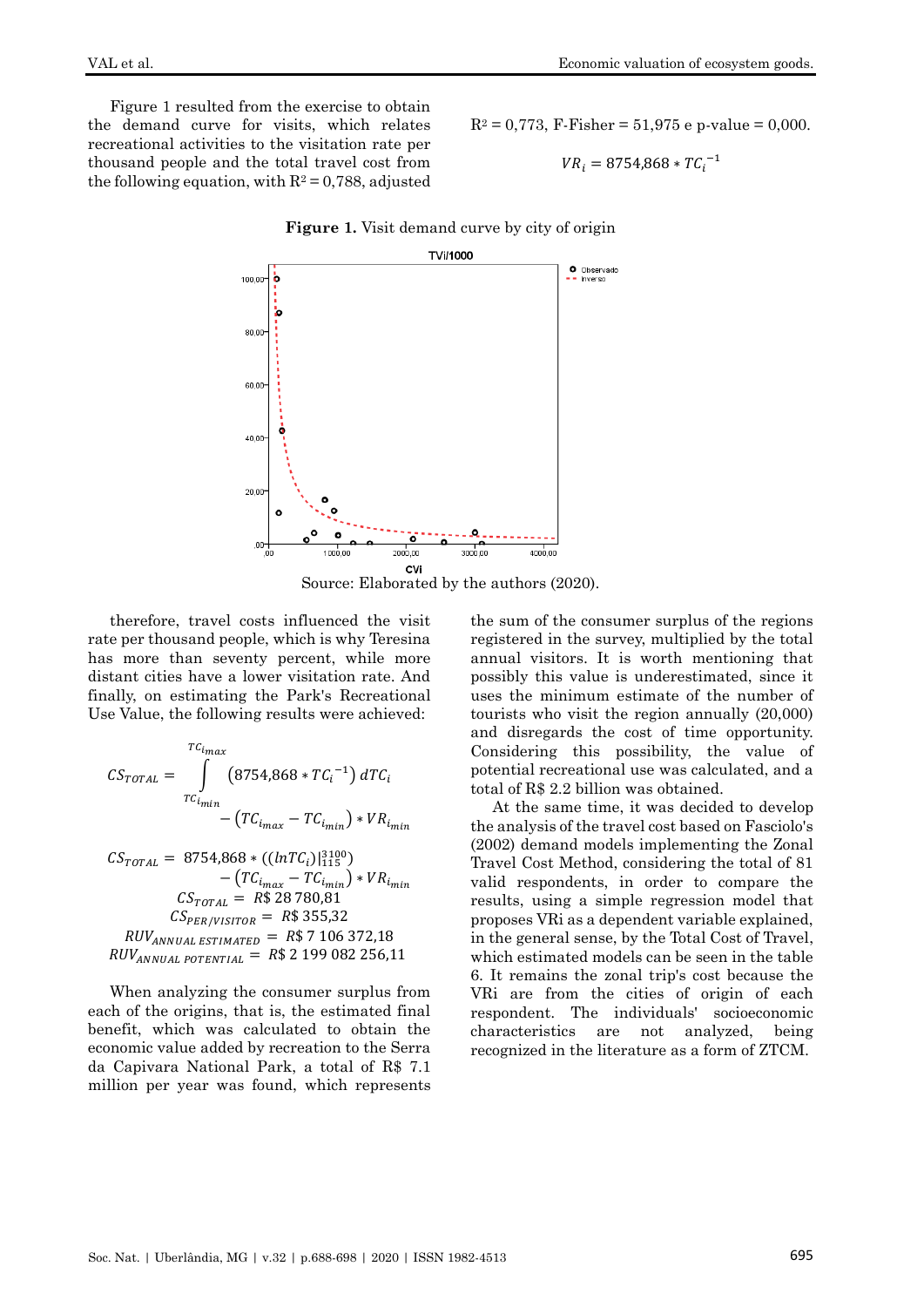Figure 1 resulted from the exercise to obtain the demand curve for visits, which relates recreational activities to the visitation rate per thousand people and the total travel cost from the following equation, with $R^2 = 0{,}788$, adjusted $R^2 = 0{,}773$, F-Fisher = 51,975 e p-value = 0,000.

$$VR_i = 8754{,}868 * TC_i^{-1}$$

**Figure 1.** Visit demand curve by city of origin

Source: Elaborated by the authors (2020).

therefore, travel costs influenced the visit rate per thousand people, which is why Teresina has more than seventy percent, while more distant cities have a lower visitation rate. And finally, on estimating the Park's Recreational Use Value, the following results were achieved:

$$CS_{TOTAL} = \int_{TC_{i_{min}}}^{TC_{i_{max}}} \left(8754{,}868 * TC_i^{-1}\right) dTC_i - \left(TC_{i_{max}} - TC_{i_{min}}\right) * VR_{i_{min}}$$

$$CS_{TOTAL} = 8754{,}868 * \left((lnTC_i)|_{115}^{3100}\right) - \left(TC_{i_{max}} - TC_{i_{min}}\right) * VR_{i_{min}}$$

$$CS_{TOTAL} = R\$\ 28\,780{,}81$$

$$CS_{PER/VISITOR} = R\$\ 355{,}32$$

$$RUV_{ANNUAL\ ESTIMATED} = R\$\ 7\,106\,372{,}18$$

$$RUV_{ANNUAL\ POTENTIAL} = R\$\ 2\,199\,082\,256{,}11$$

When analyzing the consumer surplus from each of the origins, that is, the estimated final benefit, which was calculated to obtain the economic value added by recreation to the Serra da Capivara National Park, a total of R$ 7.1 million per year was found, which represents the sum of the consumer surplus of the regions registered in the survey, multiplied by the total annual visitors. It is worth mentioning that possibly this value is underestimated, since it uses the minimum estimate of the number of tourists who visit the region annually (20,000) and disregards the cost of time opportunity. Considering this possibility, the value of potential recreational use was calculated, and a total of R$ 2.2 billion was obtained.

At the same time, it was decided to develop the analysis of the travel cost based on Fasciolo's (2002) demand models implementing the Zonal Travel Cost Method, considering the total of 81 valid respondents, in order to compare the results, using a simple regression model that proposes VRi as a dependent variable explained, in the general sense, by the Total Cost of Travel, which estimated models can be seen in the table 6. It remains the zonal trip's cost because the VRi are from the cities of origin of each respondent. The individuals' socioeconomic characteristics are not analyzed, being recognized in the literature as a form of ZTCM.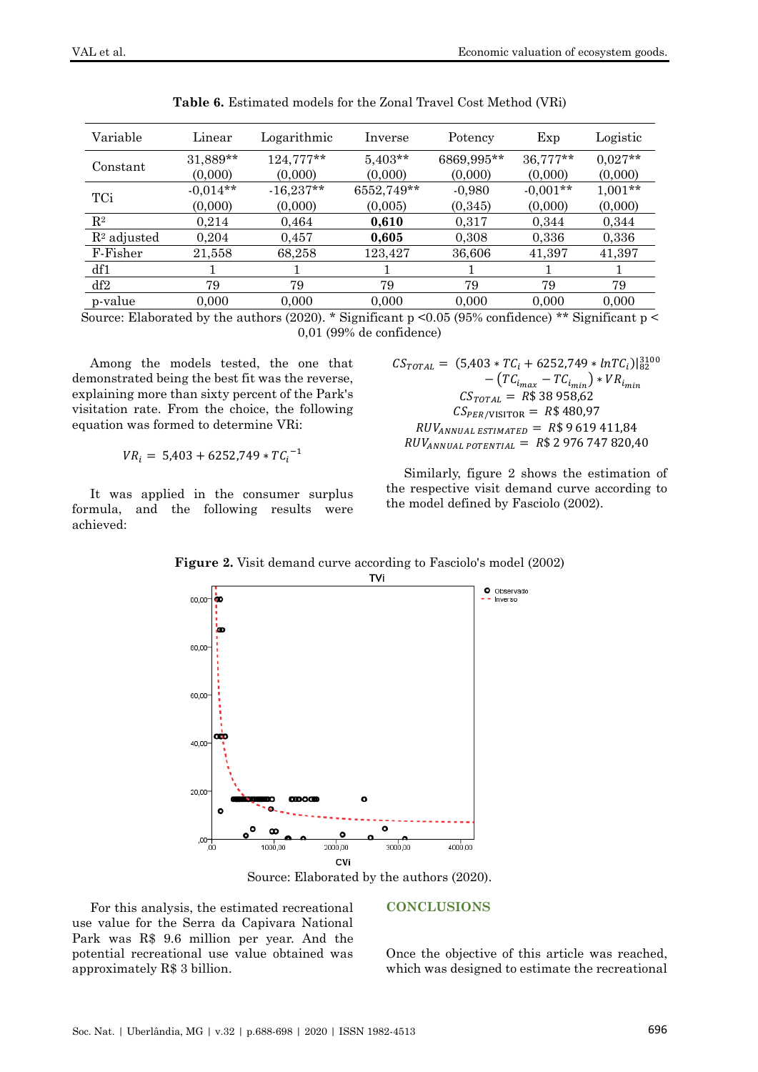**Table 6.** Estimated models for the Zonal Travel Cost Method (VRi)

| Variable | Linear | Logarithmic | Inverse | Potency | Exp | Logistic |
|---|---|---|---|---|---|---|
| Constant | 31,889** (0,000) | 124,777** (0,000) | 5,403** (0,000) | 6869,995** (0,000) | 36,777** (0,000) | 0,027** (0,000) |
| TCi | -0,014** (0,000) | -16,237** (0,000) | 6552,749** (0,005) | -0,980 (0,345) | -0,001** (0,000) | 1,001** (0,000) |
| $R^2$ | 0,214 | 0,464 | **0,610** | 0,317 | 0,344 | 0,344 |
| $R^2$ adjusted | 0,204 | 0,457 | **0,605** | 0,308 | 0,336 | 0,336 |
| F-Fisher | 21,558 | 68,258 | 123,427 | 36,606 | 41,397 | 41,397 |
| df1 | 1 | 1 | 1 | 1 | 1 | 1 |
| df2 | 79 | 79 | 79 | 79 | 79 | 79 |
| p-value | 0,000 | 0,000 | 0,000 | 0,000 | 0,000 | 0,000 |

Source: Elaborated by the authors (2020). * Significant p <0.05 (95% confidence) ** Significant p < 0,01 (99% de confidence)

Among the models tested, the one that demonstrated being the best fit was the reverse, explaining more than sixty percent of the Park's visitation rate. From the choice, the following equation was formed to determine VRi:

$$VR_i = 5{,}403 + 6252{,}749 * TC_i^{-1}$$

It was applied in the consumer surplus formula, and the following results were achieved:

$$CS_{TOTAL} = (5{,}403 * TC_i + 6252{,}749 * \ln TC_i)\Big|_{82}^{3100} - \left(TC_{i_{max}} - TC_{i_{min}}\right) * VR_{i_{min}}$$

$$CS_{TOTAL} = R\$\ 38\ 958{,}62$$

$$CS_{PER/VISITOR} = R\$\ 480{,}97$$

$$RUV_{ANNUAL\ ESTIMATED} = R\$\ 9\ 619\ 411{,}84$$

$$RUV_{ANNUAL\ POTENTIAL} = R\$\ 2\ 976\ 747\ 820{,}40$$

Similarly, figure 2 shows the estimation of the respective visit demand curve according to the model defined by Fasciolo (2002).

**Figure 2.** Visit demand curve according to Fasciolo's model (2002)

Source: Elaborated by the authors (2020).

For this analysis, the estimated recreational use value for the Serra da Capivara National Park was R$ 9.6 million per year. And the potential recreational use value obtained was approximately R$ 3 billion.

## CONCLUSIONS

Once the objective of this article was reached, which was designed to estimate the recreational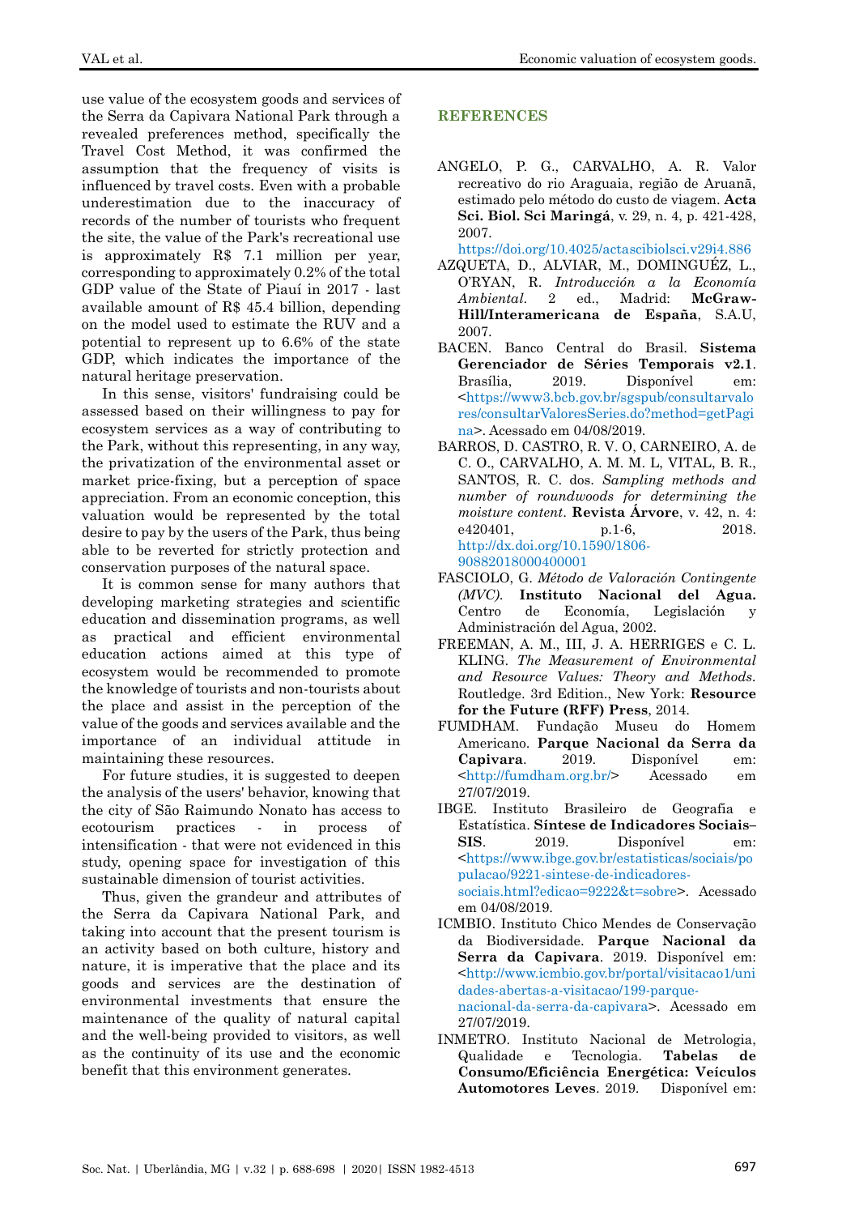use value of the ecosystem goods and services of the Serra da Capivara National Park through a revealed preferences method, specifically the Travel Cost Method, it was confirmed the assumption that the frequency of visits is influenced by travel costs. Even with a probable underestimation due to the inaccuracy of records of the number of tourists who frequent the site, the value of the Park's recreational use is approximately R$ 7.1 million per year, corresponding to approximately 0.2% of the total GDP value of the State of Piauí in 2017 - last available amount of R$ 45.4 billion, depending on the model used to estimate the RUV and a potential to represent up to 6.6% of the state GDP, which indicates the importance of the natural heritage preservation.

In this sense, visitors' fundraising could be assessed based on their willingness to pay for ecosystem services as a way of contributing to the Park, without this representing, in any way, the privatization of the environmental asset or market price-fixing, but a perception of space appreciation. From an economic conception, this valuation would be represented by the total desire to pay by the users of the Park, thus being able to be reverted for strictly protection and conservation purposes of the natural space.

It is common sense for many authors that developing marketing strategies and scientific education and dissemination programs, as well as practical and efficient environmental education actions aimed at this type of ecosystem would be recommended to promote the knowledge of tourists and non-tourists about the place and assist in the perception of the value of the goods and services available and the importance of an individual attitude in maintaining these resources.

For future studies, it is suggested to deepen the analysis of the users' behavior, knowing that the city of São Raimundo Nonato has access to ecotourism practices - in process of intensification - that were not evidenced in this study, opening space for investigation of this sustainable dimension of tourist activities.

Thus, given the grandeur and attributes of the Serra da Capivara National Park, and taking into account that the present tourism is an activity based on both culture, history and nature, it is imperative that the place and its goods and services are the destination of environmental investments that ensure the maintenance of the quality of natural capital and the well-being provided to visitors, as well as the continuity of its use and the economic benefit that this environment generates.

## REFERENCES

ANGELO, P. G., CARVALHO, A. R. Valor recreativo do rio Araguaia, região de Aruanã, estimado pelo método do custo de viagem. **Acta Sci. Biol. Sci Maringá**, v. 29, n. 4, p. 421-428, 2007. https://doi.org/10.4025/actascibiolsci.v29i4.886

AZQUETA, D., ALVIAR, M., DOMINGUÉZ, L., O'RYAN, R. *Introducción a la Economía Ambiental*. 2 ed., Madrid: **McGraw-Hill/Interamericana de España**, S.A.U, 2007.

BACEN. Banco Central do Brasil. **Sistema Gerenciador de Séries Temporais v2.1**. Brasília, 2019. Disponível em: <https://www3.bcb.gov.br/sgspub/consultarvalores/consultarValoresSeries.do?method=getPagina>. Acessado em 04/08/2019.

BARROS, D. CASTRO, R. V. O, CARNEIRO, A. de C. O., CARVALHO, A. M. M. L, VITAL, B. R., SANTOS, R. C. dos. *Sampling methods and number of roundwoods for determining the moisture content*. **Revista Árvore**, v. 42, n. 4: e420401, p.1-6, 2018. http://dx.doi.org/10.1590/1806-90882018000400001

FASCIOLO, G. *Método de Valoración Contingente (MVC)*. **Instituto Nacional del Agua.** Centro de Economía, Legislación y Administración del Agua, 2002.

FREEMAN, A. M., III, J. A. HERRIGES e C. L. KLING. *The Measurement of Environmental and Resource Values: Theory and Methods*. Routledge. 3rd Edition., New York: **Resource for the Future (RFF) Press**, 2014.

FUMDHAM. Fundação Museu do Homem Americano. **Parque Nacional da Serra da Capivara**. 2019. Disponível em: <http://fumdham.org.br/> Acessado em 27/07/2019.

IBGE. Instituto Brasileiro de Geografia e Estatística. **Síntese de Indicadores Sociais– SIS**. 2019. Disponível em: <https://www.ibge.gov.br/estatisticas/sociais/populacao/9221-sintese-de-indicadores-sociais.html?edicao=9222&t=sobre>. Acessado em 04/08/2019.

ICMBIO. Instituto Chico Mendes de Conservação da Biodiversidade. **Parque Nacional da Serra da Capivara**. 2019. Disponível em: <http://www.icmbio.gov.br/portal/visitacao1/unidades-abertas-a-visitacao/199-parque-nacional-da-serra-da-capivara>. Acessado em 27/07/2019.

INMETRO. Instituto Nacional de Metrologia, Qualidade e Tecnologia. **Tabelas de Consumo/Eficiência Energética: Veículos Automotores Leves**. 2019. Disponível em: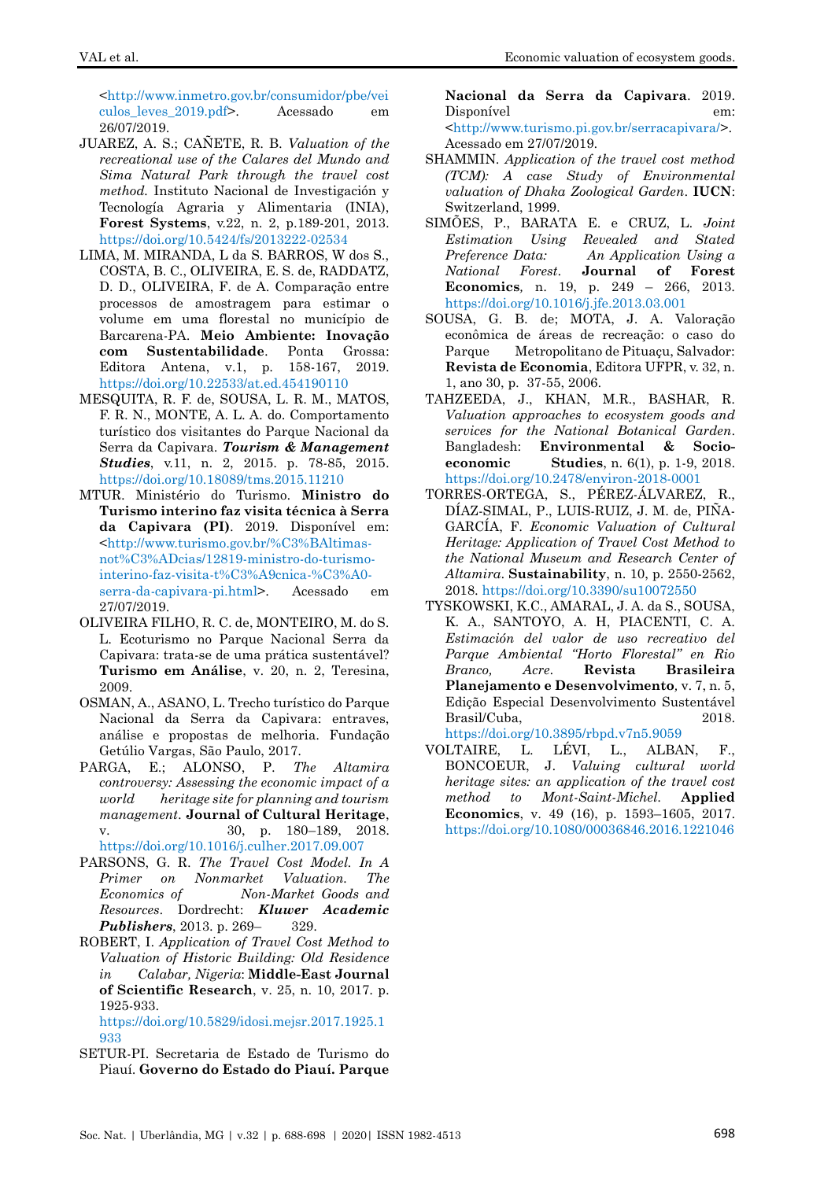<http://www.inmetro.gov.br/consumidor/pbe/veiculos_leves_2019.pdf>. Acessado em 26/07/2019.

JUAREZ, A. S.; CAÑETE, R. B. *Valuation of the recreational use of the Calares del Mundo and Sima Natural Park through the travel cost method.* Instituto Nacional de Investigación y Tecnología Agraria y Alimentaria (INIA), **Forest Systems**, v.22, n. 2, p.189-201, 2013. https://doi.org/10.5424/fs/2013222-02534

LIMA, M. MIRANDA, L da S. BARROS, W dos S., COSTA, B. C., OLIVEIRA, E. S. de, RADDATZ, D. D., OLIVEIRA, F. de A. Comparação entre processos de amostragem para estimar o volume em uma florestal no município de Barcarena-PA. **Meio Ambiente: Inovação com Sustentabilidade**. Ponta Grossa: Editora Antena, v.1, p. 158-167, 2019. https://doi.org/10.22533/at.ed.454190110

MESQUITA, R. F. de, SOUSA, L. R. M., MATOS, F. R. N., MONTE, A. L. A. do. Comportamento turístico dos visitantes do Parque Nacional da Serra da Capivara. ***Tourism & Management Studies***, v.11, n. 2, 2015. p. 78-85, 2015. https://doi.org/10.18089/tms.2015.11210

MTUR. Ministério do Turismo. **Ministro do Turismo interino faz visita técnica à Serra da Capivara (PI)**. 2019. Disponível em: <http://www.turismo.gov.br/%C3%BAltimas-not%C3%ADcias/12819-ministro-do-turismo-interino-faz-visita-t%C3%A9cnica-%C3%A0-serra-da-capivara-pi.html>. Acessado em 27/07/2019.

OLIVEIRA FILHO, R. C. de, MONTEIRO, M. do S. L. Ecoturismo no Parque Nacional Serra da Capivara: trata-se de uma prática sustentável? **Turismo em Análise**, v. 20, n. 2, Teresina, 2009.

OSMAN, A., ASANO, L. Trecho turístico do Parque Nacional da Serra da Capivara: entraves, análise e propostas de melhoria. Fundação Getúlio Vargas, São Paulo, 2017.

PARGA, E.; ALONSO, P. *The Altamira controversy: Assessing the economic impact of a world heritage site for planning and tourism management.* **Journal of Cultural Heritage**, v. 30, p. 180–189, 2018. https://doi.org/10.1016/j.culher.2017.09.007

PARSONS, G. R. *The Travel Cost Model. In A Primer on Nonmarket Valuation. The Economics of Non-Market Goods and Resources*. Dordrecht: ***Kluwer Academic Publishers***, 2013. p. 269– 329.

ROBERT, I. *Application of Travel Cost Method to Valuation of Historic Building: Old Residence in Calabar, Nigeria*: **Middle-East Journal of Scientific Research**, v. 25, n. 10, 2017. p. 1925-933. https://doi.org/10.5829/idosi.mejsr.2017.1925.1933

SETUR-PI. Secretaria de Estado de Turismo do Piauí. **Governo do Estado do Piauí. Parque Nacional da Serra da Capivara**. 2019. Disponível em: <http://www.turismo.pi.gov.br/serracapivara/>. Acessado em 27/07/2019.

SHAMMIN. *Application of the travel cost method (TCM): A case Study of Environmental valuation of Dhaka Zoological Garden*. **IUCN**: Switzerland, 1999.

SIMÕES, P., BARATA E. e CRUZ, L. *Joint Estimation Using Revealed and Stated Preference Data: An Application Using a National Forest*. **Journal of Forest Economics**, n. 19, p. 249 – 266, 2013. https://doi.org/10.1016/j.jfe.2013.03.001

SOUSA, G. B. de; MOTA, J. A. Valoração econômica de áreas de recreação: o caso do Parque Metropolitano de Pituaçu, Salvador: **Revista de Economia**, Editora UFPR, v. 32, n. 1, ano 30, p. 37-55, 2006.

TAHZEEDA, J., KHAN, M.R., BASHAR, R. *Valuation approaches to ecosystem goods and services for the National Botanical Garden*. Bangladesh: **Environmental & Socio-economic Studies**, n. 6(1), p. 1-9, 2018. https://doi.org/10.2478/environ-2018-0001

TORRES-ORTEGA, S., PÉREZ-ÁLVAREZ, R., DÍAZ-SIMAL, P., LUIS-RUIZ, J. M. de, PIÑA-GARCÍA, F. *Economic Valuation of Cultural Heritage: Application of Travel Cost Method to the National Museum and Research Center of Altamira*. **Sustainability**, n. 10, p. 2550-2562, 2018. https://doi.org/10.3390/su10072550

TYSKOWSKI, K.C., AMARAL, J. A. da S., SOUSA, K. A., SANTOYO, A. H, PIACENTI, C. A. *Estimación del valor de uso recreativo del Parque Ambiental "Horto Florestal" en Rio Branco, Acre*. **Revista Brasileira Planejamento e Desenvolvimento**, v. 7, n. 5, Edição Especial Desenvolvimento Sustentável Brasil/Cuba, 2018. https://doi.org/10.3895/rbpd.v7n5.9059

VOLTAIRE, L. LÉVI, L., ALBAN, F., BONCOEUR, J. *Valuing cultural world heritage sites: an application of the travel cost method to Mont-Saint-Michel*. **Applied Economics**, v. 49 (16), p. 1593–1605, 2017. https://doi.org/10.1080/00036846.2016.1221046